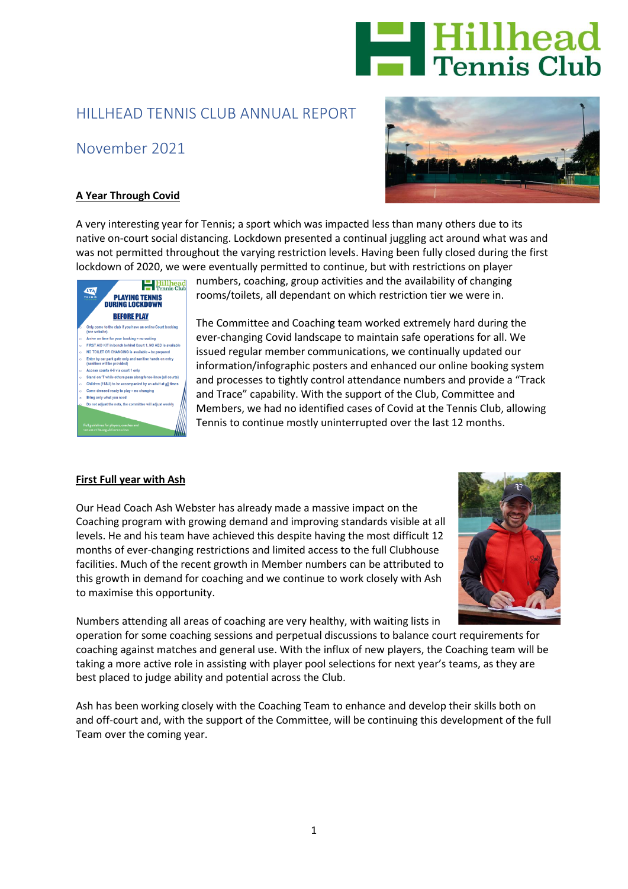# HILLHEAD TENNIS CLUB ANNUAL REPORT

## November 2021

**A Year Through Covid**

A very interesting year for Tennis; a sport which was impacted less than many others due to its native on-court social distancing. Lockdown presented a continual juggling act around what was and was not permitted throughout the varying restriction levels. Having been fully closed during the first lockdown of 2020, we were eventually permitted to continue, but with restrictions on player numbers, coaching, group activities and the availability of changing rooms/toilets, all dependant on which restriction tier we were in.

The Committee and Coaching team worked extremely hard during the ever-changing Covid landscape to maintain safe operations for all. We issued regular member communications, we continually updated our information/infographic posters and enhanced our online booking system and processes to tightly control attendance numbers and provide a "Track and Trace" capability. With the support of the Club, Committee and Members, we had no identified cases of Covid at the Tennis Club, allowing Tennis to continue mostly uninterrupted over the last 12 months.

**First Full year with Ash**

Our Head Coach Ash Webster has already made a massive impact on the Coaching program with growing demand and improving standards visible at all levels. He and his team have achieved this despite having the most difficult 12 months of ever-changing restrictions and limited access to the full Clubhouse facilities. Much of the recent growth in Member numbers can be attributed to this growth in demand for coaching and we continue to work closely with Ash to maximise this opportunity.

Numbers attending all areas of coaching are very healthy, with waiting lists in operation for some coaching sessions and perpetual discussions to balance court requirements for coaching against matches and general use. With the influx of new players, the Coaching team will be taking a more active role in assisting with player pool selections for next year's teams, as they are best placed to judge ability and potential across the Club.

Ash has been working closely with the Coaching Team to enhance and develop their skills both on and off-court and, with the support of the Committee, will be continuing this development of the full Team over the coming year.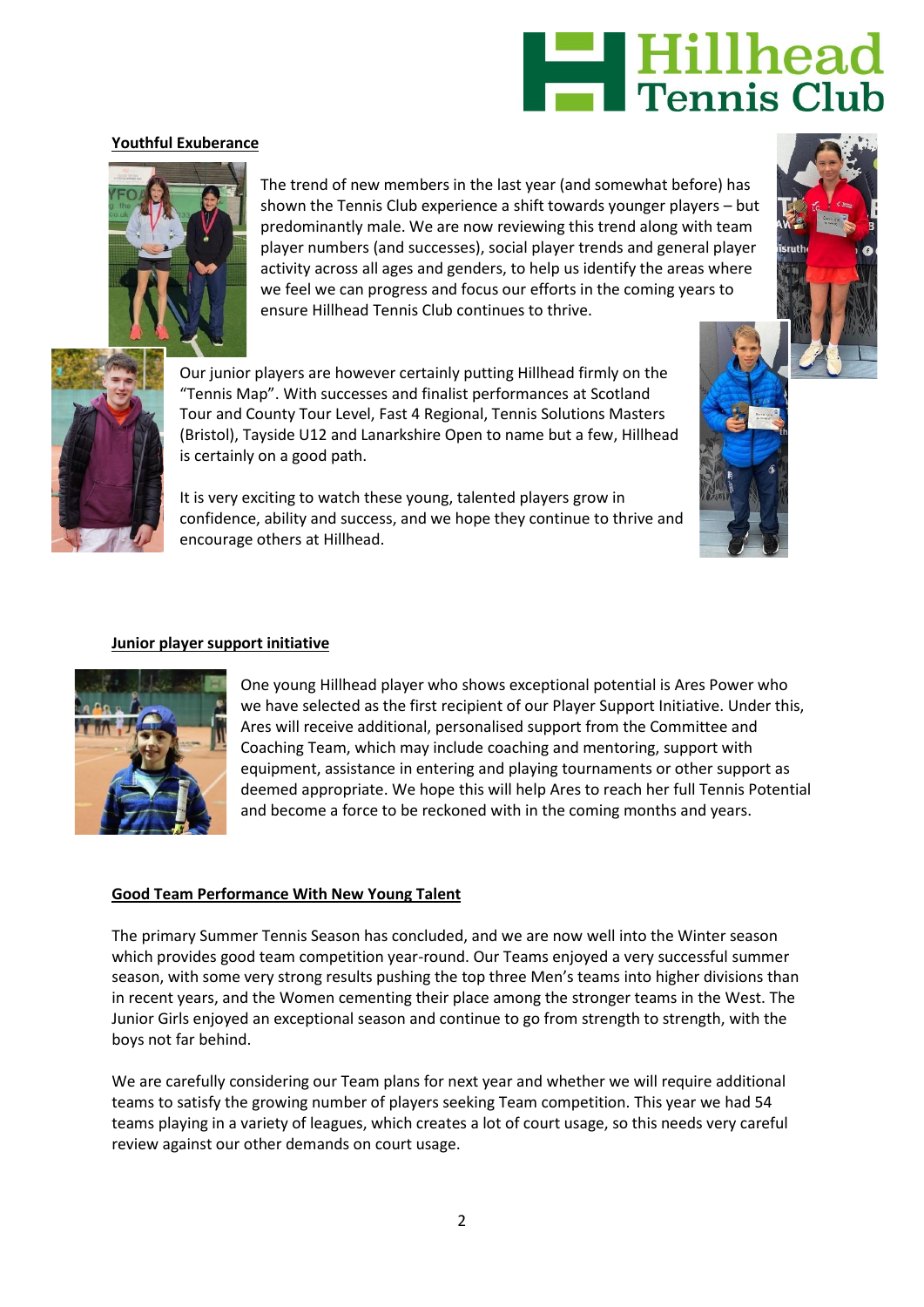## Youthful Exuberance

The trend of new members in the last year (and somewhat before) has shown the Tennis Club experience a shift towards younger players – but predominantly male. We are now reviewing this trend along with team player numbers (and successes), social player trends and general player activity across all ages and genders, to help us identify the areas where we feel we can progress and focus our efforts in the coming years to ensure Hillhead Tennis Club continues to thrive.

Our junior players are however certainly putting Hillhead firmly on the "Tennis Map". With successes and finalist performances at Scotland Tour and County Tour Level, Fast 4 Regional, Tennis Solutions Masters (Bristol), Tayside U12 and Lanarkshire Open to name but a few, Hillhead is certainly on a good path.

It is very exciting to watch these young, talented players grow in confidence, ability and success, and we hope they continue to thrive and encourage others at Hillhead.

## Junior player support initiative

One young Hillhead player who shows exceptional potential is Ares Power who we have selected as the first recipient of our Player Support Initiative. Under this, Ares will receive additional, personalised support from the Committee and Coaching Team, which may include coaching and mentoring, support with equipment, assistance in entering and playing tournaments or other support as deemed appropriate. We hope this will help Ares to reach her full Tennis Potential and become a force to be reckoned with in the coming months and years.

## Good Team Performance With New Young Talent

The primary Summer Tennis Season has concluded, and we are now well into the Winter season which provides good team competition year-round. Our Teams enjoyed a very successful summer season, with some very strong results pushing the top three Men's teams into higher divisions than in recent years, and the Women cementing their place among the stronger teams in the West. The Junior Girls enjoyed an exceptional season and continue to go from strength to strength, with the boys not far behind.

We are carefully considering our Team plans for next year and whether we will require additional teams to satisfy the growing number of players seeking Team competition. This year we had 54 teams playing in a variety of leagues, which creates a lot of court usage, so this needs very careful review against our other demands on court usage.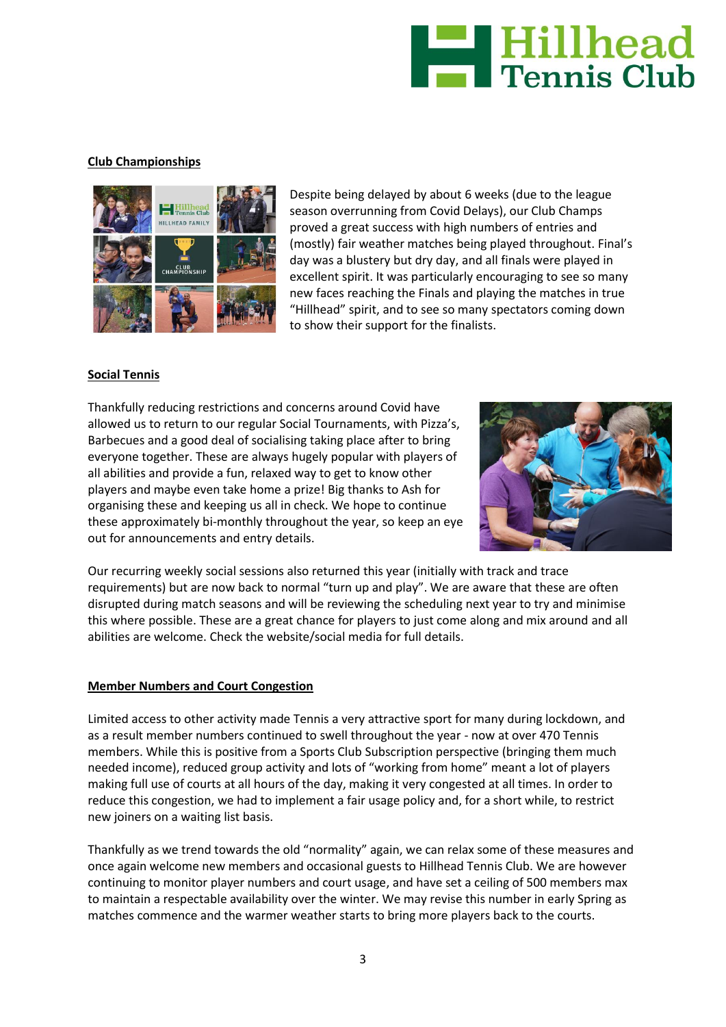## Club Championships

Despite being delayed by about 6 weeks (due to the league season overrunning from Covid Delays), our Club Champs proved a great success with high numbers of entries and (mostly) fair weather matches being played throughout. Final's day was a blustery but dry day, and all finals were played in excellent spirit. It was particularly encouraging to see so many new faces reaching the Finals and playing the matches in true "Hillhead" spirit, and to see so many spectators coming down to show their support for the finalists.

## Social Tennis

Thankfully reducing restrictions and concerns around Covid have allowed us to return to our regular Social Tournaments, with Pizza's, Barbecues and a good deal of socialising taking place after to bring everyone together. These are always hugely popular with players of all abilities and provide a fun, relaxed way to get to know other players and maybe even take home a prize! Big thanks to Ash for organising these and keeping us all in check. We hope to continue these approximately bi-monthly throughout the year, so keep an eye out for announcements and entry details.

Our recurring weekly social sessions also returned this year (initially with track and trace requirements) but are now back to normal "turn up and play". We are aware that these are often disrupted during match seasons and will be reviewing the scheduling next year to try and minimise this where possible. These are a great chance for players to just come along and mix around and all abilities are welcome. Check the website/social media for full details.

## Member Numbers and Court Congestion

Limited access to other activity made Tennis a very attractive sport for many during lockdown, and as a result member numbers continued to swell throughout the year - now at over 470 Tennis members. While this is positive from a Sports Club Subscription perspective (bringing them much needed income), reduced group activity and lots of "working from home" meant a lot of players making full use of courts at all hours of the day, making it very congested at all times. In order to reduce this congestion, we had to implement a fair usage policy and, for a short while, to restrict new joiners on a waiting list basis.

Thankfully as we trend towards the old "normality" again, we can relax some of these measures and once again welcome new members and occasional guests to Hillhead Tennis Club. We are however continuing to monitor player numbers and court usage, and have set a ceiling of 500 members max to maintain a respectable availability over the winter. We may revise this number in early Spring as matches commence and the warmer weather starts to bring more players back to the courts.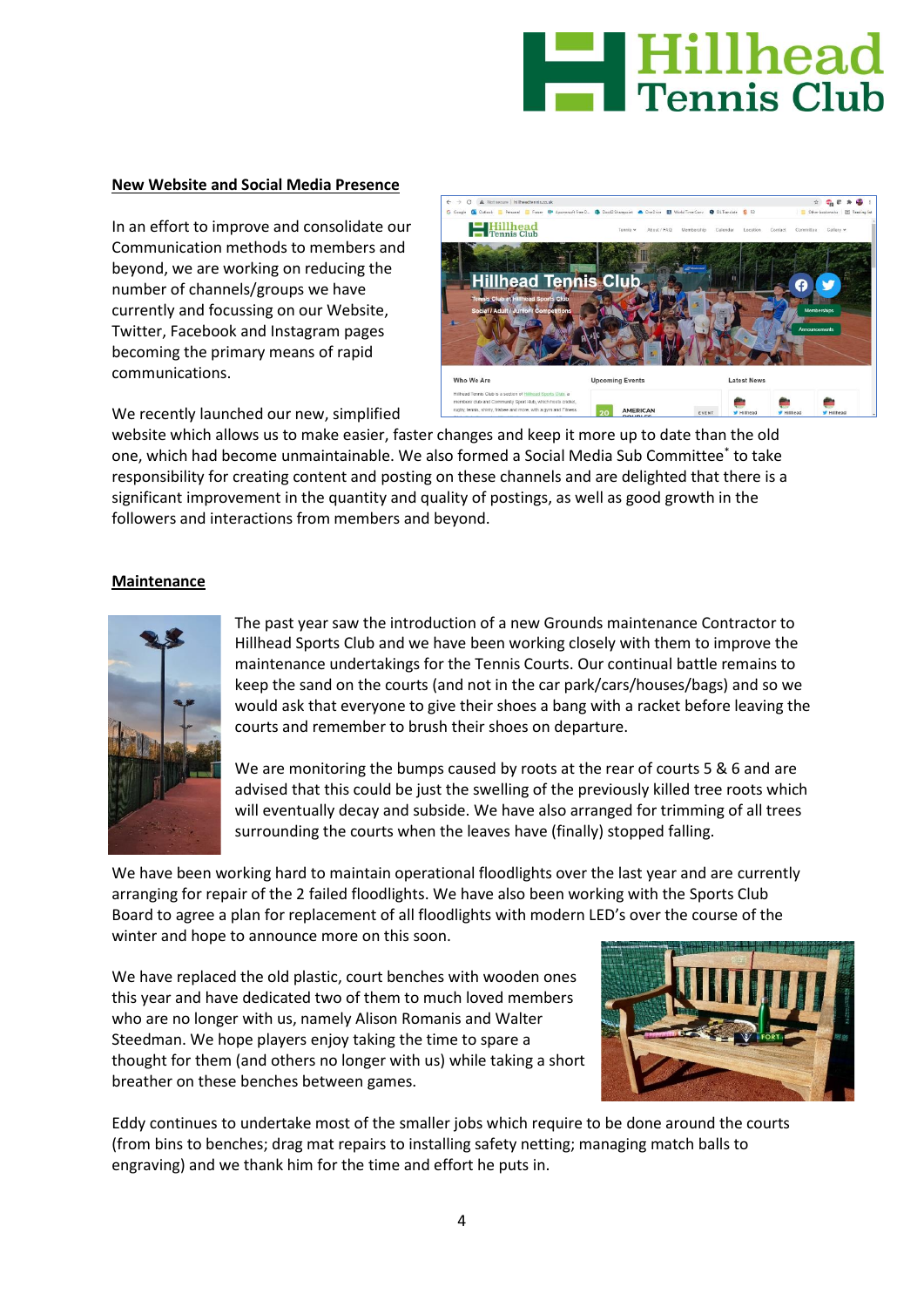## New Website and Social Media Presence

In an effort to improve and consolidate our Communication methods to members and beyond, we are working on reducing the number of channels/groups we have currently and focussing on our Website, Twitter, Facebook and Instagram pages becoming the primary means of rapid communications.

We recently launched our new, simplified website which allows us to make easier, faster changes and keep it more up to date than the old one, which had become unmaintainable. We also formed a Social Media Sub Committee* to take responsibility for creating content and posting on these channels and are delighted that there is a significant improvement in the quantity and quality of postings, as well as good growth in the followers and interactions from members and beyond.

## Maintenance

The past year saw the introduction of a new Grounds maintenance Contractor to Hillhead Sports Club and we have been working closely with them to improve the maintenance undertakings for the Tennis Courts. Our continual battle remains to keep the sand on the courts (and not in the car park/cars/houses/bags) and so we would ask that everyone to give their shoes a bang with a racket before leaving the courts and remember to brush their shoes on departure.

We are monitoring the bumps caused by roots at the rear of courts 5 & 6 and are advised that this could be just the swelling of the previously killed tree roots which will eventually decay and subside. We have also arranged for trimming of all trees surrounding the courts when the leaves have (finally) stopped falling.

We have been working hard to maintain operational floodlights over the last year and are currently arranging for repair of the 2 failed floodlights. We have also been working with the Sports Club Board to agree a plan for replacement of all floodlights with modern LED's over the course of the winter and hope to announce more on this soon.

We have replaced the old plastic, court benches with wooden ones this year and have dedicated two of them to much loved members who are no longer with us, namely Alison Romanis and Walter Steedman. We hope players enjoy taking the time to spare a thought for them (and others no longer with us) while taking a short breather on these benches between games.

Eddy continues to undertake most of the smaller jobs which require to be done around the courts (from bins to benches; drag mat repairs to installing safety netting; managing match balls to engraving) and we thank him for the time and effort he puts in.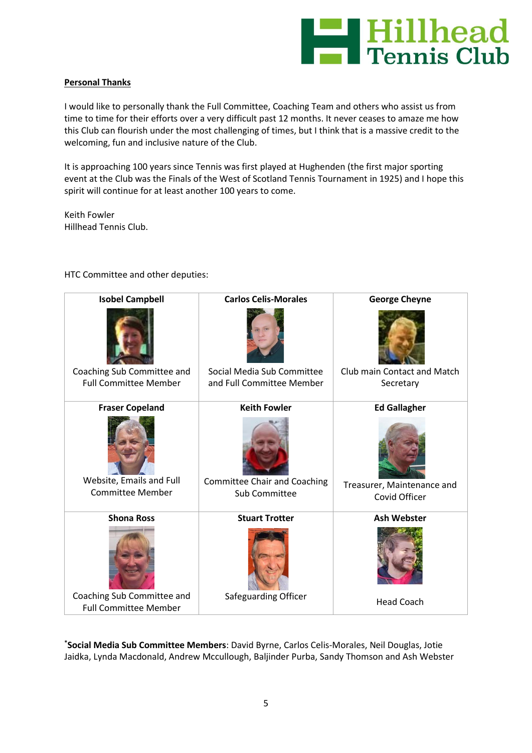**Personal Thanks**

I would like to personally thank the Full Committee, Coaching Team and others who assist us from time to time for their efforts over a very difficult past 12 months. It never ceases to amaze me how this Club can flourish under the most challenging of times, but I think that is a massive credit to the welcoming, fun and inclusive nature of the Club.

It is approaching 100 years since Tennis was first played at Hughenden (the first major sporting event at the Club was the Finals of the West of Scotland Tennis Tournament in 1925) and I hope this spirit will continue for at least another 100 years to come.

Keith Fowler
Hillhead Tennis Club.

HTC Committee and other deputies:

| | | |
|---|---|---|
| **Isobel Campbell**<br>Coaching Sub Committee and Full Committee Member | **Carlos Celis-Morales**<br>Social Media Sub Committee and Full Committee Member | **George Cheyne**<br>Club main Contact and Match Secretary |
| **Fraser Copeland**<br>Website, Emails and Full Committee Member | **Keith Fowler**<br>Committee Chair and Coaching Sub Committee | **Ed Gallagher**<br>Treasurer, Maintenance and Covid Officer |
| **Shona Ross**<br>Coaching Sub Committee and Full Committee Member | **Stuart Trotter**<br>Safeguarding Officer | **Ash Webster**<br>Head Coach |

*__Social Media Sub Committee Members__: David Byrne, Carlos Celis-Morales, Neil Douglas, Jotie Jaidka, Lynda Macdonald, Andrew Mccullough, Baljinder Purba, Sandy Thomson and Ash Webster